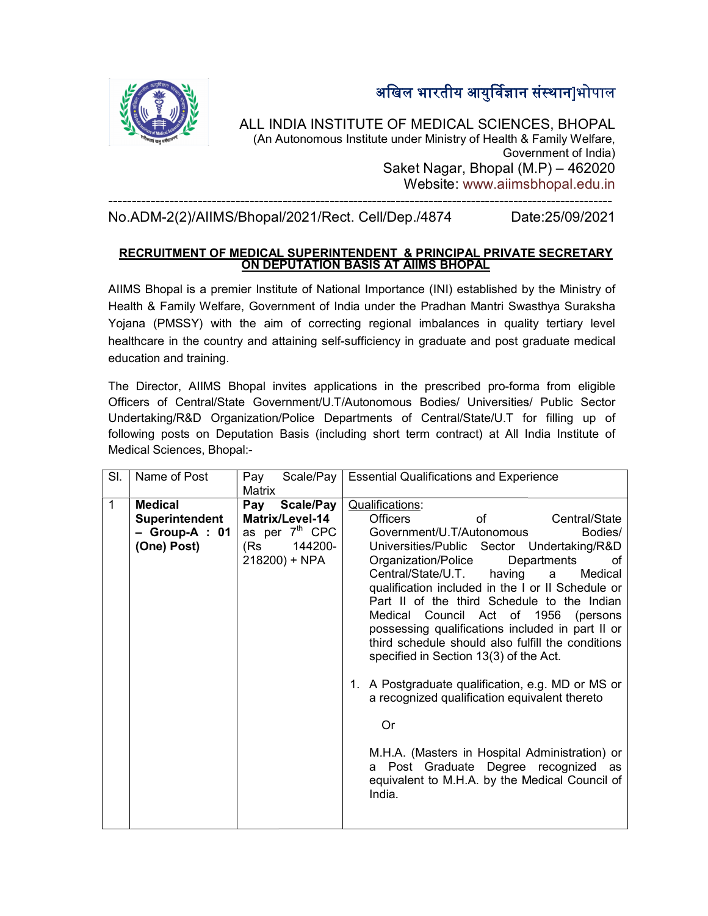# अखिल भारतीय आयुर्विज्ञान संस्थान]भोपाल

## ALL INDIA INSTITUTE OF MEDICAL SCIENCES, BHOPAL

(An Autonomous Institute under Ministry of Health & Family Welfare, Government of India)

Saket Nagar, Bhopal (M.P) – 462020

Website: www.aiimsbhopal.edu.in

---

No.ADM-2(2)/AIIMS/Bhopal/2021/Rect. Cell/Dep./4874 Date:25/09/2021

### RECRUITMENT OF MEDICAL SUPERINTENDENT & PRINCIPAL PRIVATE SECRETARY ON DEPUTATION BASIS AT AIIMS BHOPAL

AIIMS Bhopal is a premier Institute of National Importance (INI) established by the Ministry of Health & Family Welfare, Government of India under the Pradhan Mantri Swasthya Suraksha Yojana (PMSSY) with the aim of correcting regional imbalances in quality tertiary level healthcare in the country and attaining self-sufficiency in graduate and post graduate medical education and training.

The Director, AIIMS Bhopal invites applications in the prescribed pro-forma from eligible Officers of Central/State Government/U.T/Autonomous Bodies/ Universities/ Public Sector Undertaking/R&D Organization/Police Departments of Central/State/U.T for filling up of following posts on Deputation Basis (including short term contract) at All India Institute of Medical Sciences, Bhopal:-

| Sl. | Name of Post | Pay Scale/Pay Matrix | Essential Qualifications and Experience |
|---|---|---|---|
| 1 | **Medical Superintendent – Group-A : 01 (One) Post)** | **Pay Scale/Pay Matrix/Level-14** as per 7th CPC (Rs 144200-218200) + NPA | Qualifications:<br>Officers of Central/State Government/U.T./Autonomous Bodies/ Universities/Public Sector Undertaking/R&D Organization/Police Departments of Central/State/U.T. having a Medical qualification included in the I or II Schedule or Part II of the third Schedule to the Indian Medical Council Act of 1956 (persons possessing qualifications included in part II or third schedule should also fulfill the conditions specified in Section 13(3) of the Act.<br><br>1. A Postgraduate qualification, e.g. MD or MS or a recognized qualification equivalent thereto<br><br>Or<br><br>M.H.A. (Masters in Hospital Administration) or a Post Graduate Degree recognized as equivalent to M.H.A. by the Medical Council of India. |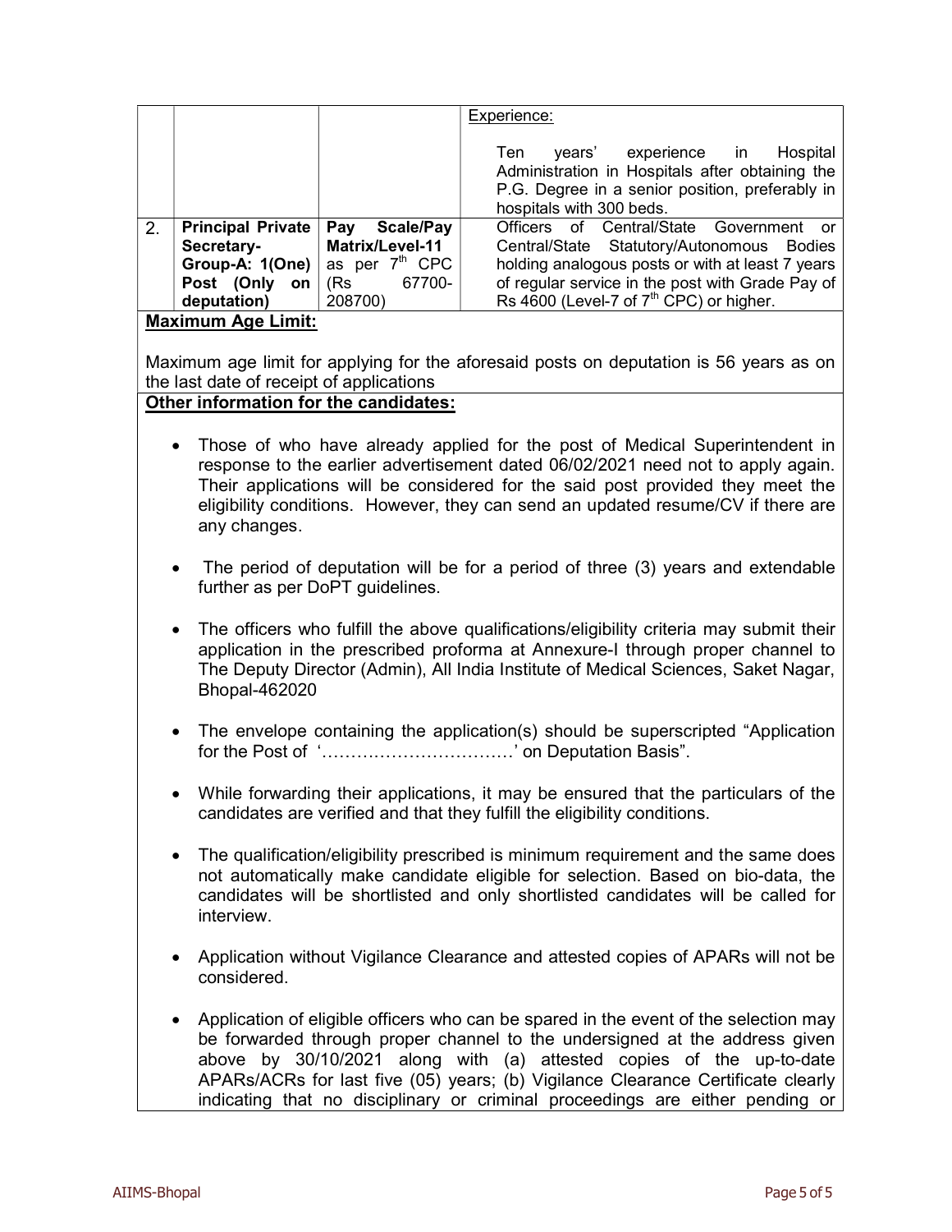| | | | Experience:<br><br>Ten years' experience in Hospital Administration in Hospitals after obtaining the P.G. Degree in a senior position, preferably in hospitals with 300 beds. |
|---|---|---|---|
| 2. | **Principal Private Secretary-Group-A: 1(One) Post (Only on deputation)** | **Pay Scale/Pay Matrix/Level-11** as per 7th CPC (Rs 67700-208700) | Officers of Central/State Government or Central/State Statutory/Autonomous Bodies holding analogous posts or with at least 7 years of regular service in the post with Grade Pay of Rs 4600 (Level-7 of 7th CPC) or higher. |

**Maximum Age Limit:**

Maximum age limit for applying for the aforesaid posts on deputation is 56 years as on the last date of receipt of applications

**Other information for the candidates:**

- Those of who have already applied for the post of Medical Superintendent in response to the earlier advertisement dated 06/02/2021 need not to apply again. Their applications will be considered for the said post provided they meet the eligibility conditions. However, they can send an updated resume/CV if there are any changes.
- The period of deputation will be for a period of three (3) years and extendable further as per DoPT guidelines.
- The officers who fulfill the above qualifications/eligibility criteria may submit their application in the prescribed proforma at Annexure-I through proper channel to The Deputy Director (Admin), All India Institute of Medical Sciences, Saket Nagar, Bhopal-462020
- The envelope containing the application(s) should be superscripted "Application for the Post of '……………………………' on Deputation Basis".
- While forwarding their applications, it may be ensured that the particulars of the candidates are verified and that they fulfill the eligibility conditions.
- The qualification/eligibility prescribed is minimum requirement and the same does not automatically make candidate eligible for selection. Based on bio-data, the candidates will be shortlisted and only shortlisted candidates will be called for interview.
- Application without Vigilance Clearance and attested copies of APARs will not be considered.
- Application of eligible officers who can be spared in the event of the selection may be forwarded through proper channel to the undersigned at the address given above by 30/10/2021 along with (a) attested copies of the up-to-date APARs/ACRs for last five (05) years; (b) Vigilance Clearance Certificate clearly indicating that no disciplinary or criminal proceedings are either pending or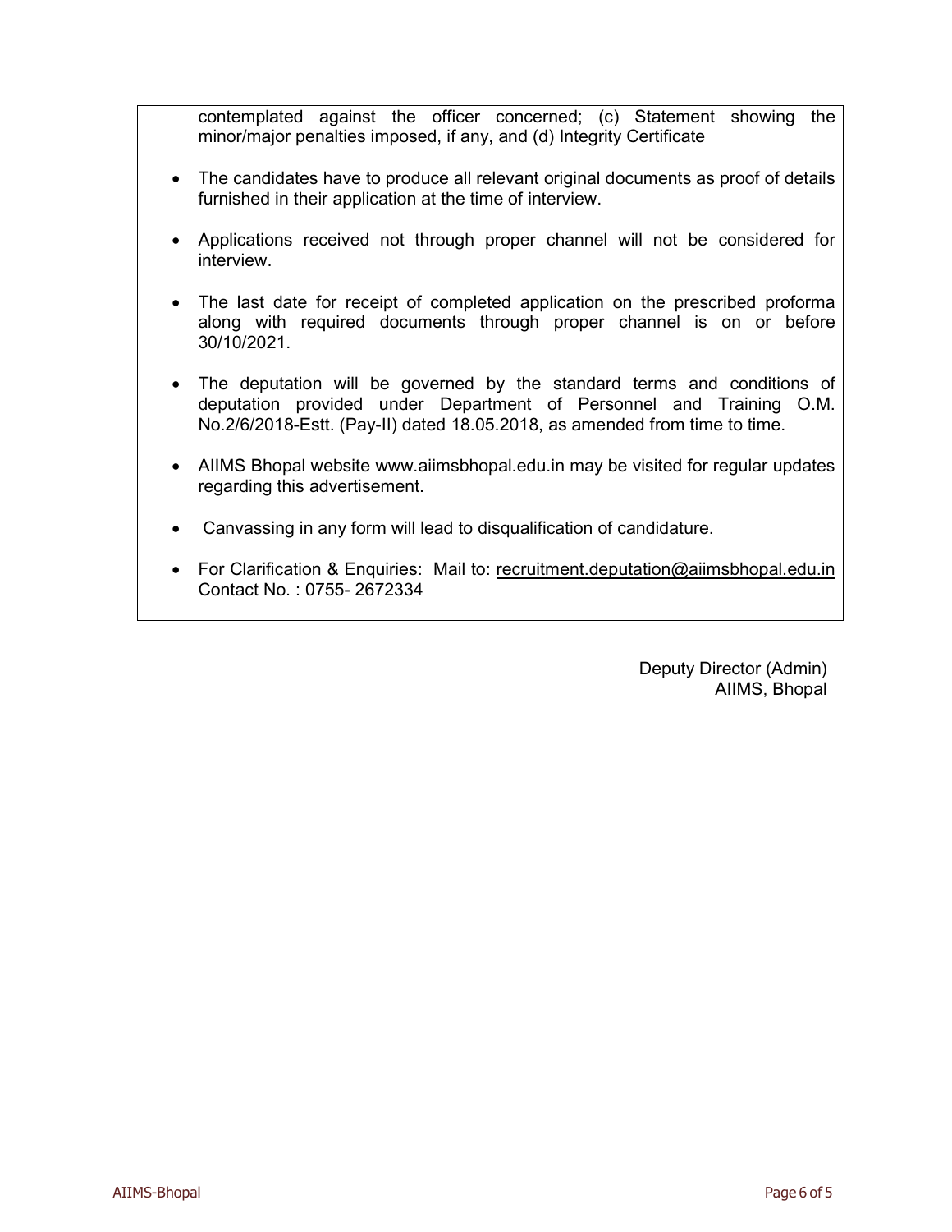contemplated against the officer concerned; (c) Statement showing the minor/major penalties imposed, if any, and (d) Integrity Certificate

- The candidates have to produce all relevant original documents as proof of details furnished in their application at the time of interview.

- Applications received not through proper channel will not be considered for interview.

- The last date for receipt of completed application on the prescribed proforma along with required documents through proper channel is on or before 30/10/2021.

- The deputation will be governed by the standard terms and conditions of deputation provided under Department of Personnel and Training O.M. No.2/6/2018-Estt. (Pay-II) dated 18.05.2018, as amended from time to time.

- AIIMS Bhopal website www.aiimsbhopal.edu.in may be visited for regular updates regarding this advertisement.

- Canvassing in any form will lead to disqualification of candidature.

- For Clarification & Enquiries: Mail to: recruitment.deputation@aiimsbhopal.edu.in Contact No. : 0755- 2672334

Deputy Director (Admin)
AIIMS, Bhopal